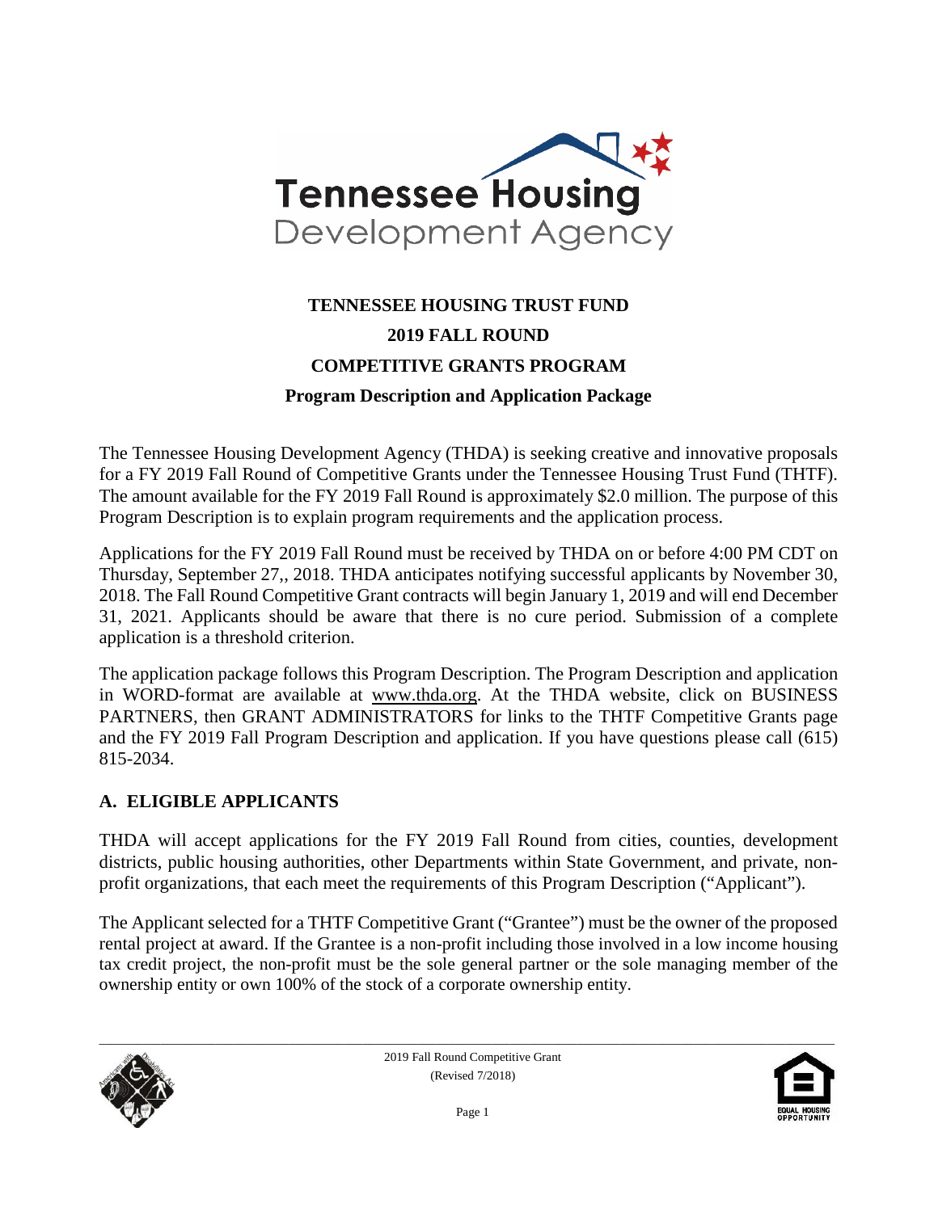Tennessee Housing Development Agency

# TENNESSEE HOUSING TRUST FUND

## 2019 FALL ROUND

## COMPETITIVE GRANTS PROGRAM

### Program Description and Application Package

The Tennessee Housing Development Agency (THDA) is seeking creative and innovative proposals for a FY 2019 Fall Round of Competitive Grants under the Tennessee Housing Trust Fund (THTF). The amount available for the FY 2019 Fall Round is approximately $2.0 million. The purpose of this Program Description is to explain program requirements and the application process.

Applications for the FY 2019 Fall Round must be received by THDA on or before 4:00 PM CDT on Thursday, September 27,, 2018. THDA anticipates notifying successful applicants by November 30, 2018. The Fall Round Competitive Grant contracts will begin January 1, 2019 and will end December 31, 2021. Applicants should be aware that there is no cure period. Submission of a complete application is a threshold criterion.

The application package follows this Program Description. The Program Description and application in WORD-format are available at www.thda.org. At the THDA website, click on BUSINESS PARTNERS, then GRANT ADMINISTRATORS for links to the THTF Competitive Grants page and the FY 2019 Fall Program Description and application. If you have questions please call (615) 815-2034.

## A. ELIGIBLE APPLICANTS

THDA will accept applications for the FY 2019 Fall Round from cities, counties, development districts, public housing authorities, other Departments within State Government, and private, non-profit organizations, that each meet the requirements of this Program Description ("Applicant").

The Applicant selected for a THTF Competitive Grant ("Grantee") must be the owner of the proposed rental project at award. If the Grantee is a non-profit including those involved in a low income housing tax credit project, the non-profit must be the sole general partner or the sole managing member of the ownership entity or own 100% of the stock of a corporate ownership entity.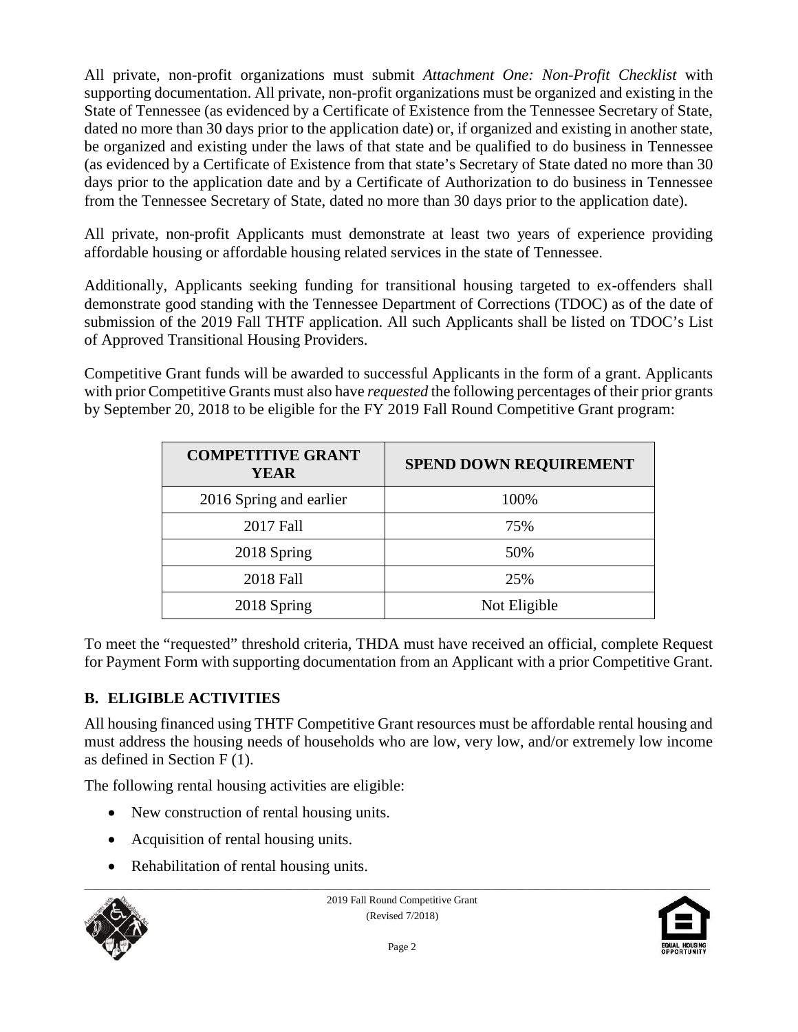All private, non-profit organizations must submit *Attachment One: Non-Profit Checklist* with supporting documentation. All private, non-profit organizations must be organized and existing in the State of Tennessee (as evidenced by a Certificate of Existence from the Tennessee Secretary of State, dated no more than 30 days prior to the application date) or, if organized and existing in another state, be organized and existing under the laws of that state and be qualified to do business in Tennessee (as evidenced by a Certificate of Existence from that state's Secretary of State dated no more than 30 days prior to the application date and by a Certificate of Authorization to do business in Tennessee from the Tennessee Secretary of State, dated no more than 30 days prior to the application date).

All private, non-profit Applicants must demonstrate at least two years of experience providing affordable housing or affordable housing related services in the state of Tennessee.

Additionally, Applicants seeking funding for transitional housing targeted to ex-offenders shall demonstrate good standing with the Tennessee Department of Corrections (TDOC) as of the date of submission of the 2019 Fall THTF application. All such Applicants shall be listed on TDOC's List of Approved Transitional Housing Providers.

Competitive Grant funds will be awarded to successful Applicants in the form of a grant. Applicants with prior Competitive Grants must also have *requested* the following percentages of their prior grants by September 20, 2018 to be eligible for the FY 2019 Fall Round Competitive Grant program:

| COMPETITIVE GRANT YEAR | SPEND DOWN REQUIREMENT |
|---|---|
| 2016 Spring and earlier | 100% |
| 2017 Fall | 75% |
| 2018 Spring | 50% |
| 2018 Fall | 25% |
| 2018 Spring | Not Eligible |

To meet the "requested" threshold criteria, THDA must have received an official, complete Request for Payment Form with supporting documentation from an Applicant with a prior Competitive Grant.

## B. ELIGIBLE ACTIVITIES

All housing financed using THTF Competitive Grant resources must be affordable rental housing and must address the housing needs of households who are low, very low, and/or extremely low income as defined in Section F (1).

The following rental housing activities are eligible:

- New construction of rental housing units.
- Acquisition of rental housing units.
- Rehabilitation of rental housing units.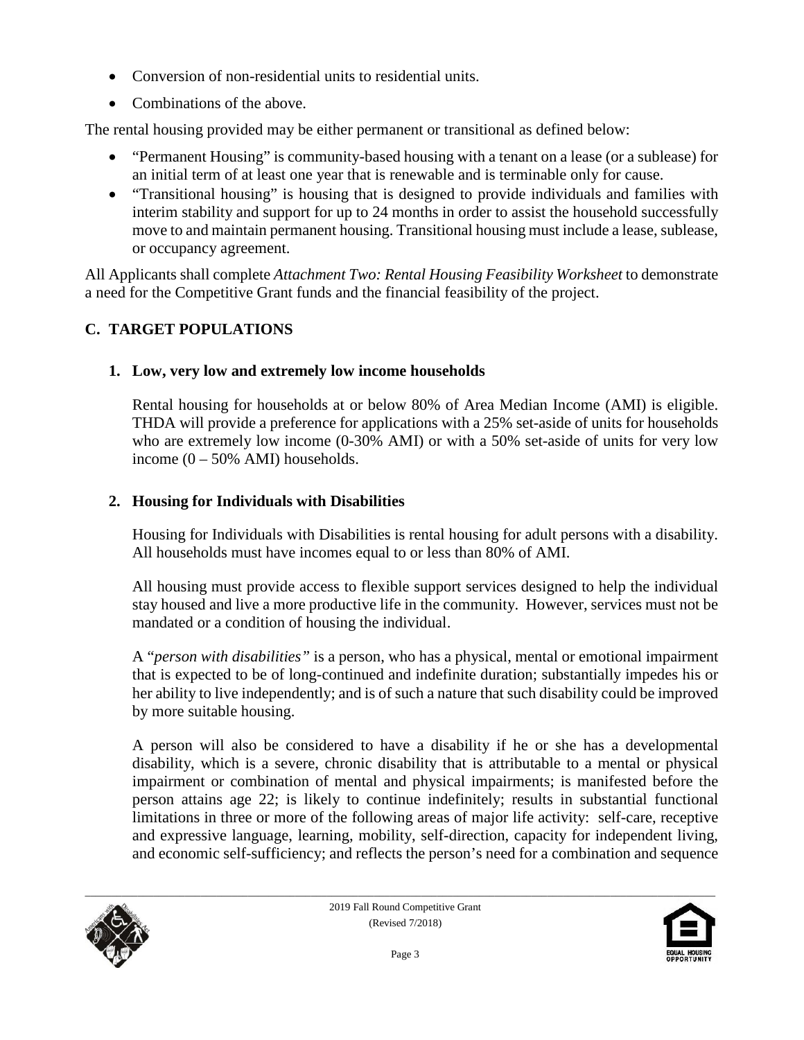- Conversion of non-residential units to residential units.
- Combinations of the above.

The rental housing provided may be either permanent or transitional as defined below:

- "Permanent Housing" is community-based housing with a tenant on a lease (or a sublease) for an initial term of at least one year that is renewable and is terminable only for cause.
- "Transitional housing" is housing that is designed to provide individuals and families with interim stability and support for up to 24 months in order to assist the household successfully move to and maintain permanent housing. Transitional housing must include a lease, sublease, or occupancy agreement.

All Applicants shall complete *Attachment Two: Rental Housing Feasibility Worksheet* to demonstrate a need for the Competitive Grant funds and the financial feasibility of the project.

## C. TARGET POPULATIONS

### 1. Low, very low and extremely low income households

Rental housing for households at or below 80% of Area Median Income (AMI) is eligible. THDA will provide a preference for applications with a 25% set-aside of units for households who are extremely low income (0-30% AMI) or with a 50% set-aside of units for very low income (0 – 50% AMI) households.

### 2. Housing for Individuals with Disabilities

Housing for Individuals with Disabilities is rental housing for adult persons with a disability. All households must have incomes equal to or less than 80% of AMI.

All housing must provide access to flexible support services designed to help the individual stay housed and live a more productive life in the community. However, services must not be mandated or a condition of housing the individual.

A "*person with disabilities"* is a person, who has a physical, mental or emotional impairment that is expected to be of long-continued and indefinite duration; substantially impedes his or her ability to live independently; and is of such a nature that such disability could be improved by more suitable housing.

A person will also be considered to have a disability if he or she has a developmental disability, which is a severe, chronic disability that is attributable to a mental or physical impairment or combination of mental and physical impairments; is manifested before the person attains age 22; is likely to continue indefinitely; results in substantial functional limitations in three or more of the following areas of major life activity: self-care, receptive and expressive language, learning, mobility, self-direction, capacity for independent living, and economic self-sufficiency; and reflects the person's need for a combination and sequence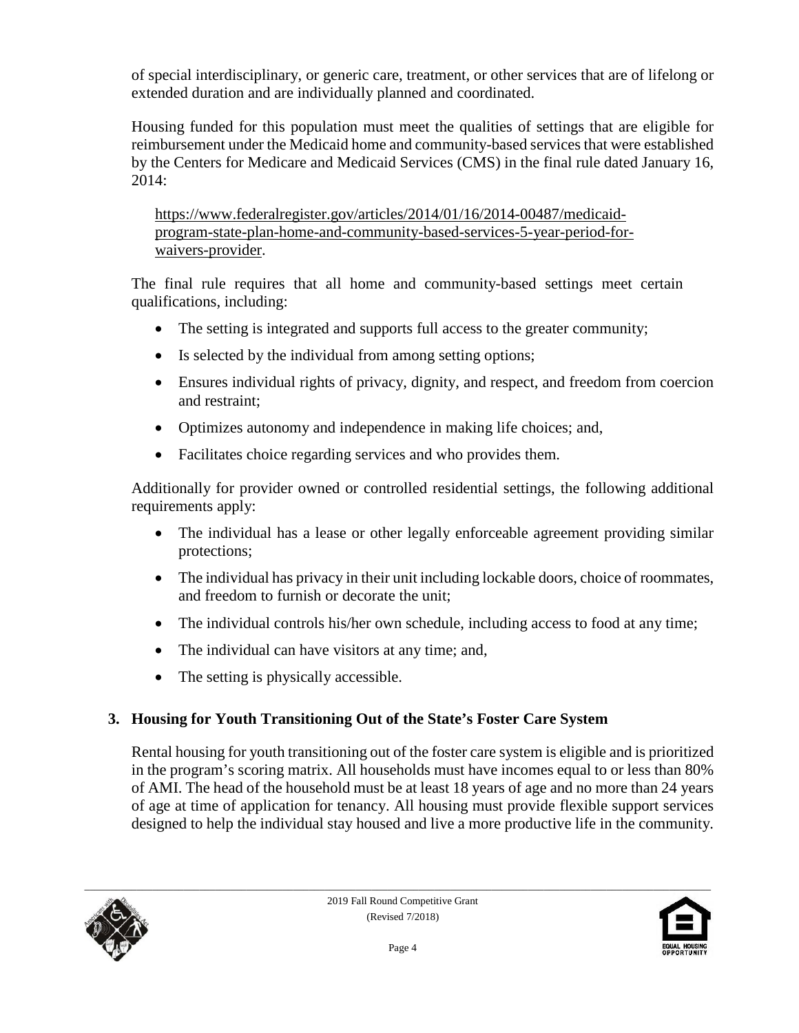of special interdisciplinary, or generic care, treatment, or other services that are of lifelong or extended duration and are individually planned and coordinated.

Housing funded for this population must meet the qualities of settings that are eligible for reimbursement under the Medicaid home and community-based services that were established by the Centers for Medicare and Medicaid Services (CMS) in the final rule dated January 16, 2014:

https://www.federalregister.gov/articles/2014/01/16/2014-00487/medicaid-program-state-plan-home-and-community-based-services-5-year-period-for-waivers-provider.

The final rule requires that all home and community-based settings meet certain qualifications, including:

- The setting is integrated and supports full access to the greater community;
- Is selected by the individual from among setting options;
- Ensures individual rights of privacy, dignity, and respect, and freedom from coercion and restraint;
- Optimizes autonomy and independence in making life choices; and,
- Facilitates choice regarding services and who provides them.

Additionally for provider owned or controlled residential settings, the following additional requirements apply:

- The individual has a lease or other legally enforceable agreement providing similar protections;
- The individual has privacy in their unit including lockable doors, choice of roommates, and freedom to furnish or decorate the unit;
- The individual controls his/her own schedule, including access to food at any time;
- The individual can have visitors at any time; and,
- The setting is physically accessible.

**3. Housing for Youth Transitioning Out of the State's Foster Care System**

Rental housing for youth transitioning out of the foster care system is eligible and is prioritized in the program's scoring matrix. All households must have incomes equal to or less than 80% of AMI. The head of the household must be at least 18 years of age and no more than 24 years of age at time of application for tenancy. All housing must provide flexible support services designed to help the individual stay housed and live a more productive life in the community.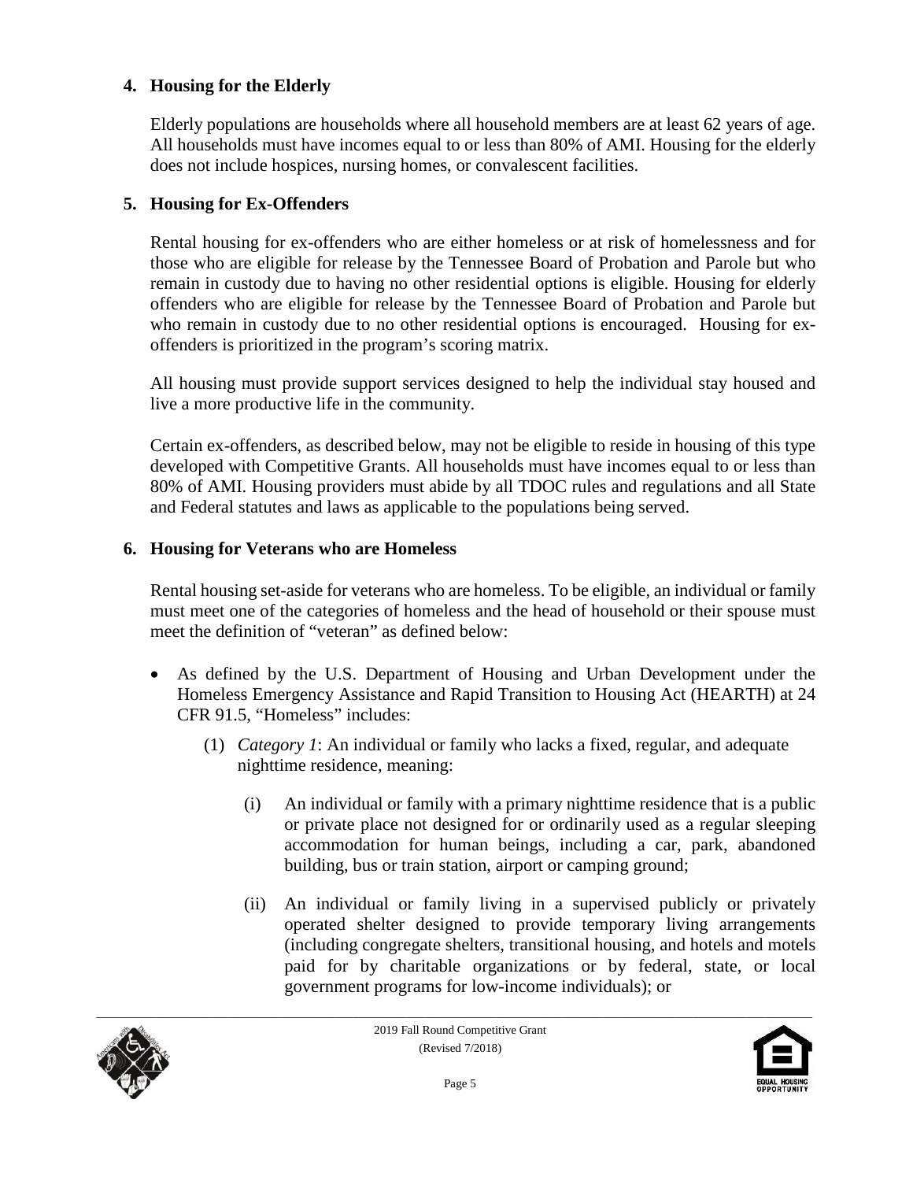### 4. Housing for the Elderly

Elderly populations are households where all household members are at least 62 years of age. All households must have incomes equal to or less than 80% of AMI. Housing for the elderly does not include hospices, nursing homes, or convalescent facilities.

### 5. Housing for Ex-Offenders

Rental housing for ex-offenders who are either homeless or at risk of homelessness and for those who are eligible for release by the Tennessee Board of Probation and Parole but who remain in custody due to having no other residential options is eligible. Housing for elderly offenders who are eligible for release by the Tennessee Board of Probation and Parole but who remain in custody due to no other residential options is encouraged. Housing for ex-offenders is prioritized in the program's scoring matrix.

All housing must provide support services designed to help the individual stay housed and live a more productive life in the community.

Certain ex-offenders, as described below, may not be eligible to reside in housing of this type developed with Competitive Grants. All households must have incomes equal to or less than 80% of AMI. Housing providers must abide by all TDOC rules and regulations and all State and Federal statutes and laws as applicable to the populations being served.

### 6. Housing for Veterans who are Homeless

Rental housing set-aside for veterans who are homeless. To be eligible, an individual or family must meet one of the categories of homeless and the head of household or their spouse must meet the definition of "veteran" as defined below:

- As defined by the U.S. Department of Housing and Urban Development under the Homeless Emergency Assistance and Rapid Transition to Housing Act (HEARTH) at 24 CFR 91.5, "Homeless" includes:
  - (1) *Category 1*: An individual or family who lacks a fixed, regular, and adequate nighttime residence, meaning:
    - (i) An individual or family with a primary nighttime residence that is a public or private place not designed for or ordinarily used as a regular sleeping accommodation for human beings, including a car, park, abandoned building, bus or train station, airport or camping ground;
    - (ii) An individual or family living in a supervised publicly or privately operated shelter designed to provide temporary living arrangements (including congregate shelters, transitional housing, and hotels and motels paid for by charitable organizations or by federal, state, or local government programs for low-income individuals); or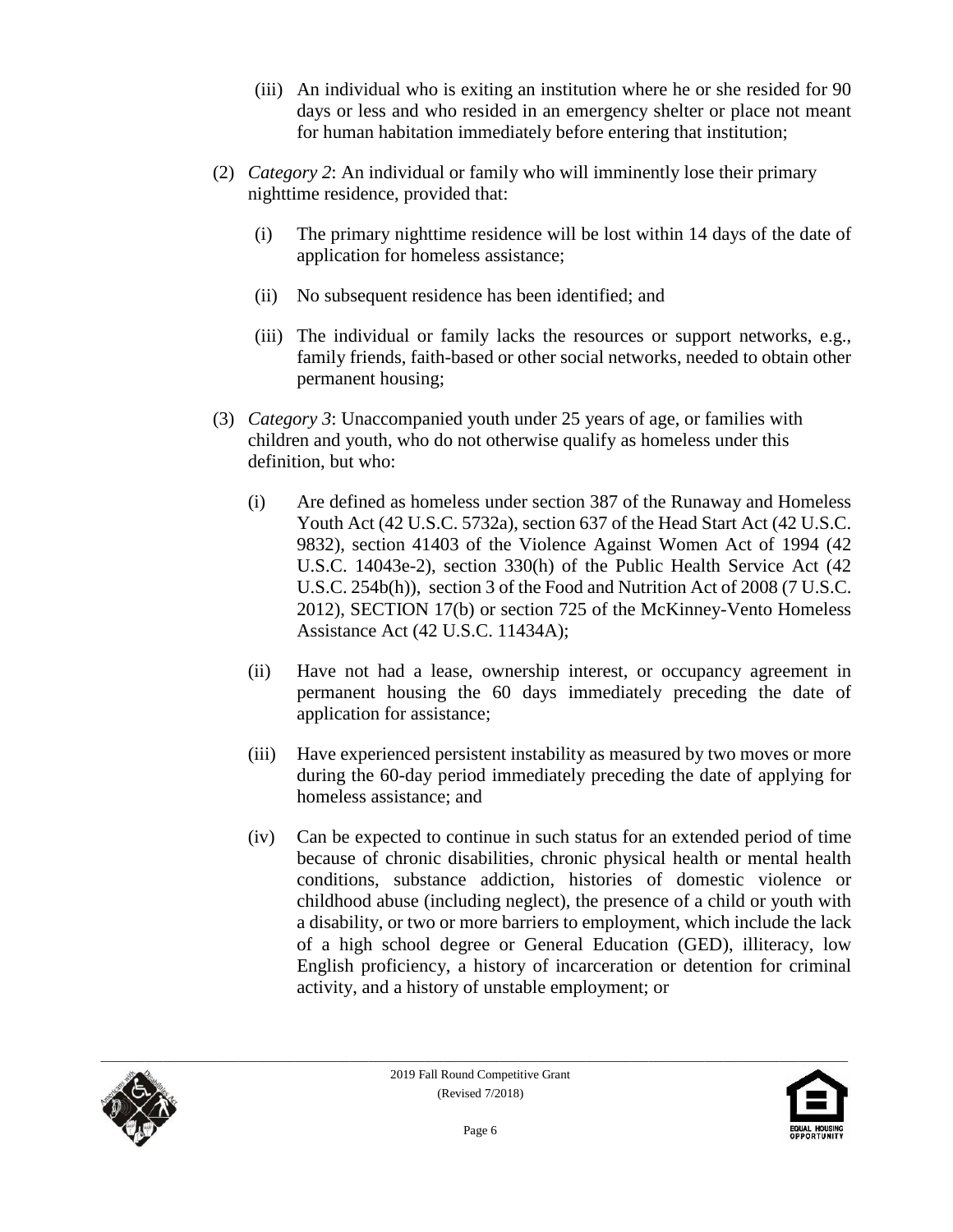(iii) An individual who is exiting an institution where he or she resided for 90 days or less and who resided in an emergency shelter or place not meant for human habitation immediately before entering that institution;

(2) *Category 2*: An individual or family who will imminently lose their primary nighttime residence, provided that:

(i) The primary nighttime residence will be lost within 14 days of the date of application for homeless assistance;

(ii) No subsequent residence has been identified; and

(iii) The individual or family lacks the resources or support networks, e.g., family friends, faith-based or other social networks, needed to obtain other permanent housing;

(3) *Category 3*: Unaccompanied youth under 25 years of age, or families with children and youth, who do not otherwise qualify as homeless under this definition, but who:

(i) Are defined as homeless under section 387 of the Runaway and Homeless Youth Act (42 U.S.C. 5732a), section 637 of the Head Start Act (42 U.S.C. 9832), section 41403 of the Violence Against Women Act of 1994 (42 U.S.C. 14043e-2), section 330(h) of the Public Health Service Act (42 U.S.C. 254b(h)), section 3 of the Food and Nutrition Act of 2008 (7 U.S.C. 2012), SECTION 17(b) or section 725 of the McKinney-Vento Homeless Assistance Act (42 U.S.C. 11434A);

(ii) Have not had a lease, ownership interest, or occupancy agreement in permanent housing the 60 days immediately preceding the date of application for assistance;

(iii) Have experienced persistent instability as measured by two moves or more during the 60-day period immediately preceding the date of applying for homeless assistance; and

(iv) Can be expected to continue in such status for an extended period of time because of chronic disabilities, chronic physical health or mental health conditions, substance addiction, histories of domestic violence or childhood abuse (including neglect), the presence of a child or youth with a disability, or two or more barriers to employment, which include the lack of a high school degree or General Education (GED), illiteracy, low English proficiency, a history of incarceration or detention for criminal activity, and a history of unstable employment; or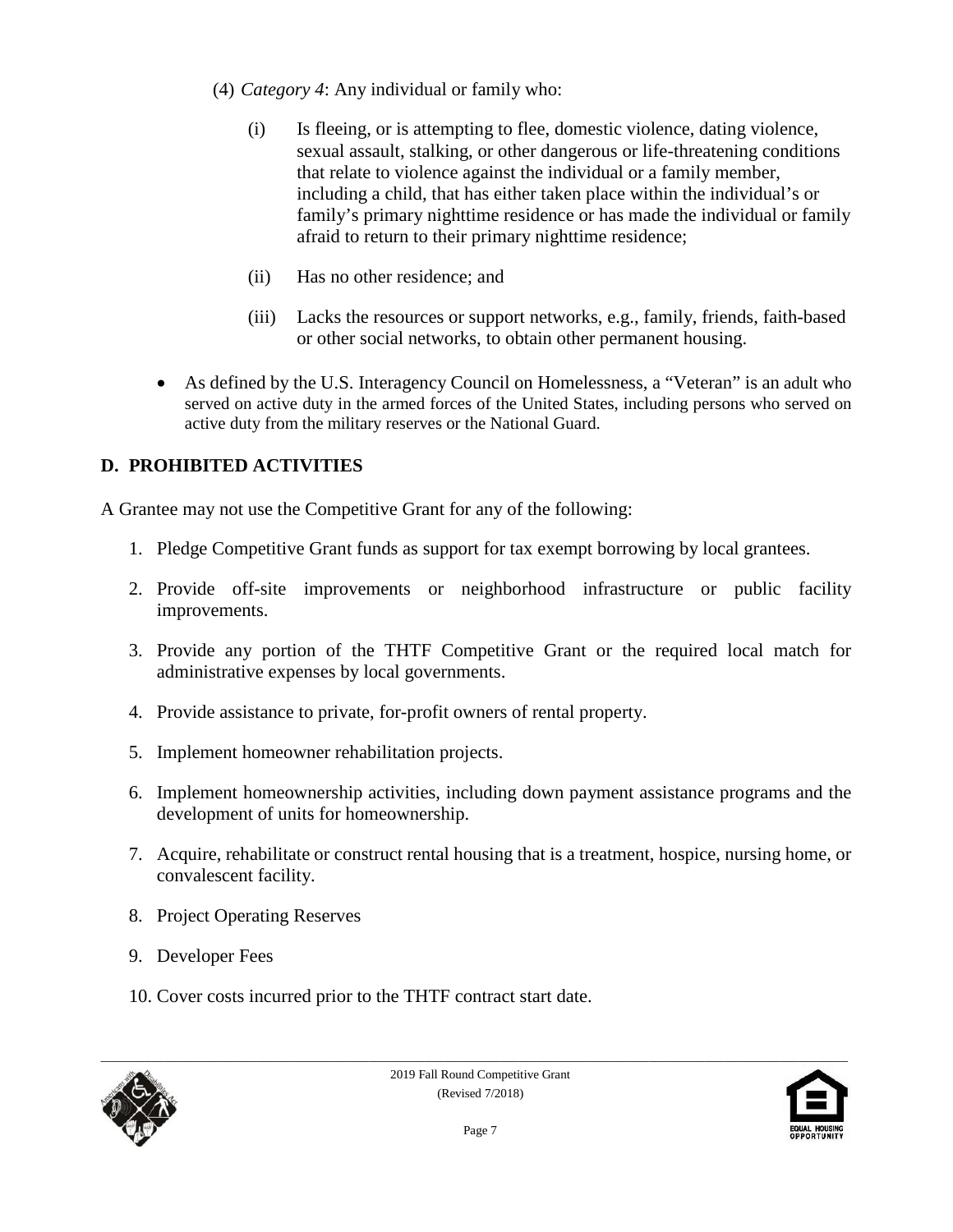(4) *Category 4*: Any individual or family who:

   (i) Is fleeing, or is attempting to flee, domestic violence, dating violence, sexual assault, stalking, or other dangerous or life-threatening conditions that relate to violence against the individual or a family member, including a child, that has either taken place within the individual's or family's primary nighttime residence or has made the individual or family afraid to return to their primary nighttime residence;

   (ii) Has no other residence; and

   (iii) Lacks the resources or support networks, e.g., family, friends, faith-based or other social networks, to obtain other permanent housing.

- As defined by the U.S. Interagency Council on Homelessness, a "Veteran" is an adult who served on active duty in the armed forces of the United States, including persons who served on active duty from the military reserves or the National Guard.

## D. PROHIBITED ACTIVITIES

A Grantee may not use the Competitive Grant for any of the following:

1. Pledge Competitive Grant funds as support for tax exempt borrowing by local grantees.
2. Provide off-site improvements or neighborhood infrastructure or public facility improvements.
3. Provide any portion of the THTF Competitive Grant or the required local match for administrative expenses by local governments.
4. Provide assistance to private, for-profit owners of rental property.
5. Implement homeowner rehabilitation projects.
6. Implement homeownership activities, including down payment assistance programs and the development of units for homeownership.
7. Acquire, rehabilitate or construct rental housing that is a treatment, hospice, nursing home, or convalescent facility.
8. Project Operating Reserves
9. Developer Fees
10. Cover costs incurred prior to the THTF contract start date.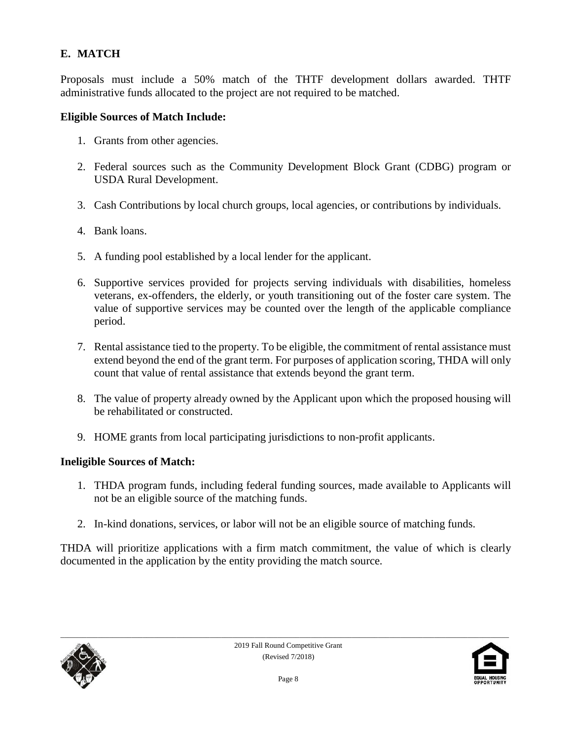## E. MATCH

Proposals must include a 50% match of the THTF development dollars awarded. THTF administrative funds allocated to the project are not required to be matched.

**Eligible Sources of Match Include:**

1. Grants from other agencies.
2. Federal sources such as the Community Development Block Grant (CDBG) program or USDA Rural Development.
3. Cash Contributions by local church groups, local agencies, or contributions by individuals.
4. Bank loans.
5. A funding pool established by a local lender for the applicant.
6. Supportive services provided for projects serving individuals with disabilities, homeless veterans, ex-offenders, the elderly, or youth transitioning out of the foster care system. The value of supportive services may be counted over the length of the applicable compliance period.
7. Rental assistance tied to the property. To be eligible, the commitment of rental assistance must extend beyond the end of the grant term. For purposes of application scoring, THDA will only count that value of rental assistance that extends beyond the grant term.
8. The value of property already owned by the Applicant upon which the proposed housing will be rehabilitated or constructed.
9. HOME grants from local participating jurisdictions to non-profit applicants.

**Ineligible Sources of Match:**

1. THDA program funds, including federal funding sources, made available to Applicants will not be an eligible source of the matching funds.
2. In-kind donations, services, or labor will not be an eligible source of matching funds.

THDA will prioritize applications with a firm match commitment, the value of which is clearly documented in the application by the entity providing the match source.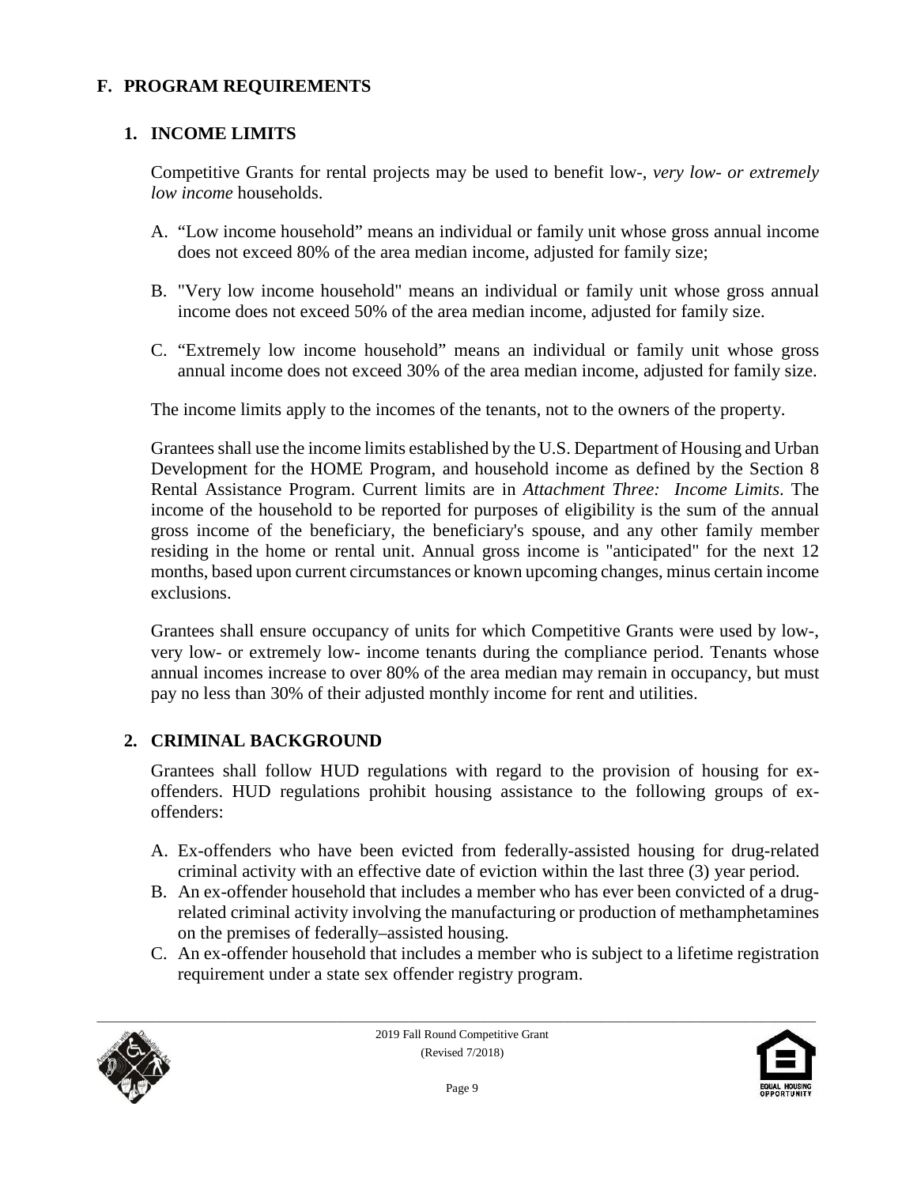## F. PROGRAM REQUIREMENTS

### 1. INCOME LIMITS

Competitive Grants for rental projects may be used to benefit low-, *very low- or extremely low income* households.

A. "Low income household" means an individual or family unit whose gross annual income does not exceed 80% of the area median income, adjusted for family size;

B. "Very low income household" means an individual or family unit whose gross annual income does not exceed 50% of the area median income, adjusted for family size.

C. "Extremely low income household" means an individual or family unit whose gross annual income does not exceed 30% of the area median income, adjusted for family size.

The income limits apply to the incomes of the tenants, not to the owners of the property.

Grantees shall use the income limits established by the U.S. Department of Housing and Urban Development for the HOME Program, and household income as defined by the Section 8 Rental Assistance Program. Current limits are in *Attachment Three: Income Limits*. The income of the household to be reported for purposes of eligibility is the sum of the annual gross income of the beneficiary, the beneficiary's spouse, and any other family member residing in the home or rental unit. Annual gross income is "anticipated" for the next 12 months, based upon current circumstances or known upcoming changes, minus certain income exclusions.

Grantees shall ensure occupancy of units for which Competitive Grants were used by low-, very low- or extremely low- income tenants during the compliance period. Tenants whose annual incomes increase to over 80% of the area median may remain in occupancy, but must pay no less than 30% of their adjusted monthly income for rent and utilities.

### 2. CRIMINAL BACKGROUND

Grantees shall follow HUD regulations with regard to the provision of housing for ex-offenders. HUD regulations prohibit housing assistance to the following groups of ex-offenders:

A. Ex-offenders who have been evicted from federally-assisted housing for drug-related criminal activity with an effective date of eviction within the last three (3) year period.
B. An ex-offender household that includes a member who has ever been convicted of a drug-related criminal activity involving the manufacturing or production of methamphetamines on the premises of federally–assisted housing.
C. An ex-offender household that includes a member who is subject to a lifetime registration requirement under a state sex offender registry program.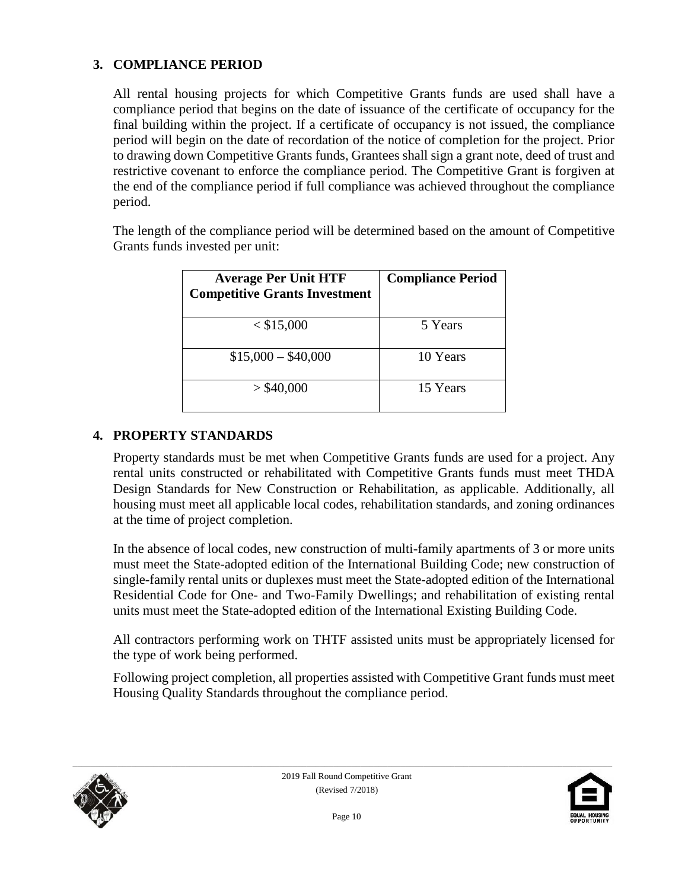## 3. COMPLIANCE PERIOD

All rental housing projects for which Competitive Grants funds are used shall have a compliance period that begins on the date of issuance of the certificate of occupancy for the final building within the project. If a certificate of occupancy is not issued, the compliance period will begin on the date of recordation of the notice of completion for the project. Prior to drawing down Competitive Grants funds, Grantees shall sign a grant note, deed of trust and restrictive covenant to enforce the compliance period. The Competitive Grant is forgiven at the end of the compliance period if full compliance was achieved throughout the compliance period.

The length of the compliance period will be determined based on the amount of Competitive Grants funds invested per unit:

| Average Per Unit HTF Competitive Grants Investment | Compliance Period |
|---|---|
| < $15,000 | 5 Years |
| $15,000 – $40,000 | 10 Years |
| > $40,000 | 15 Years |

## 4. PROPERTY STANDARDS

Property standards must be met when Competitive Grants funds are used for a project. Any rental units constructed or rehabilitated with Competitive Grants funds must meet THDA Design Standards for New Construction or Rehabilitation, as applicable. Additionally, all housing must meet all applicable local codes, rehabilitation standards, and zoning ordinances at the time of project completion.

In the absence of local codes, new construction of multi-family apartments of 3 or more units must meet the State-adopted edition of the International Building Code; new construction of single-family rental units or duplexes must meet the State-adopted edition of the International Residential Code for One- and Two-Family Dwellings; and rehabilitation of existing rental units must meet the State-adopted edition of the International Existing Building Code.

All contractors performing work on THTF assisted units must be appropriately licensed for the type of work being performed.

Following project completion, all properties assisted with Competitive Grant funds must meet Housing Quality Standards throughout the compliance period.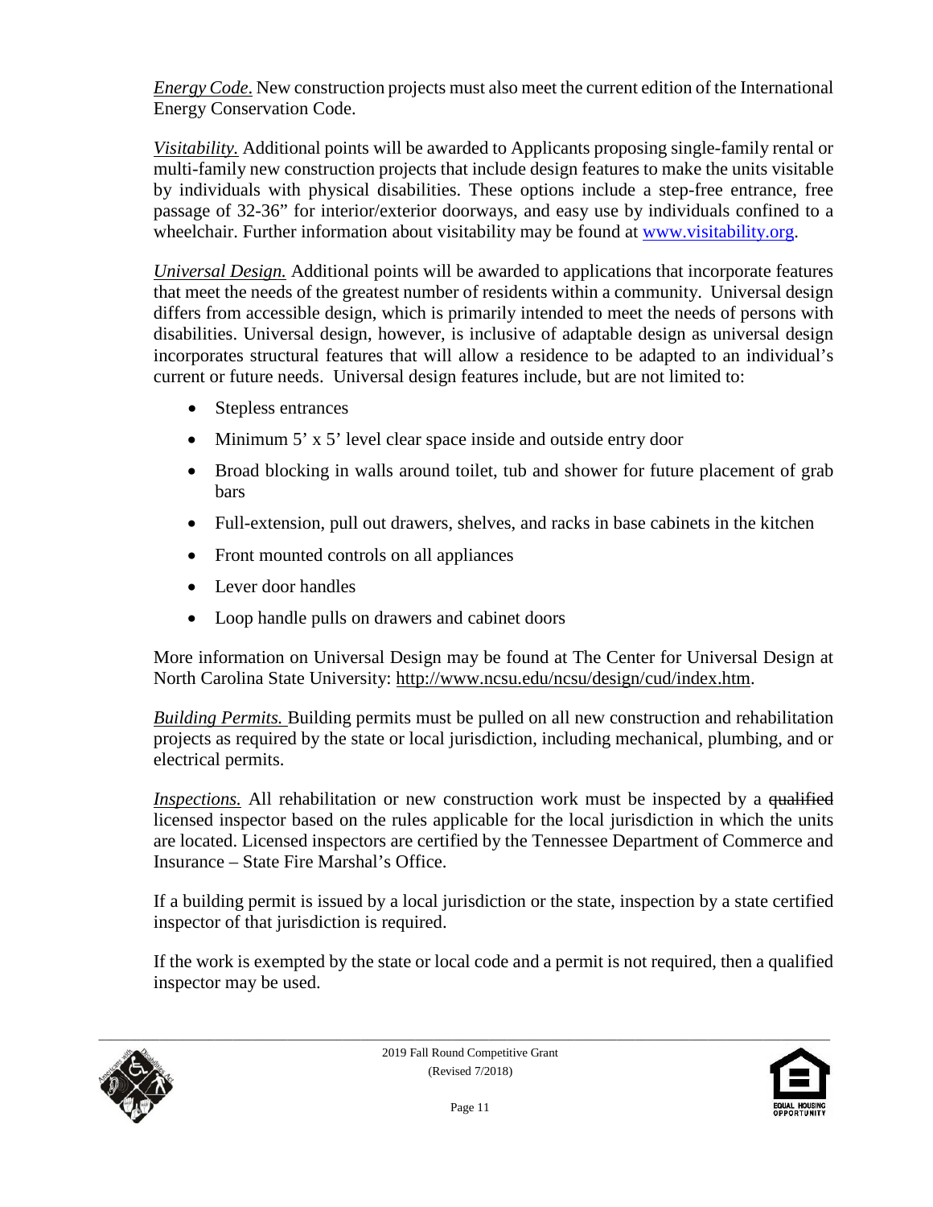*Energy Code.* New construction projects must also meet the current edition of the International Energy Conservation Code.

*Visitability.* Additional points will be awarded to Applicants proposing single-family rental or multi-family new construction projects that include design features to make the units visitable by individuals with physical disabilities. These options include a step-free entrance, free passage of 32-36" for interior/exterior doorways, and easy use by individuals confined to a wheelchair. Further information about visitability may be found at www.visitability.org.

*Universal Design.* Additional points will be awarded to applications that incorporate features that meet the needs of the greatest number of residents within a community. Universal design differs from accessible design, which is primarily intended to meet the needs of persons with disabilities. Universal design, however, is inclusive of adaptable design as universal design incorporates structural features that will allow a residence to be adapted to an individual's current or future needs. Universal design features include, but are not limited to:

- Stepless entrances
- Minimum 5' x 5' level clear space inside and outside entry door
- Broad blocking in walls around toilet, tub and shower for future placement of grab bars
- Full-extension, pull out drawers, shelves, and racks in base cabinets in the kitchen
- Front mounted controls on all appliances
- Lever door handles
- Loop handle pulls on drawers and cabinet doors

More information on Universal Design may be found at The Center for Universal Design at North Carolina State University: http://www.ncsu.edu/ncsu/design/cud/index.htm.

*Building Permits.* Building permits must be pulled on all new construction and rehabilitation projects as required by the state or local jurisdiction, including mechanical, plumbing, and or electrical permits.

*Inspections.* All rehabilitation or new construction work must be inspected by a ~~qualified~~ licensed inspector based on the rules applicable for the local jurisdiction in which the units are located. Licensed inspectors are certified by the Tennessee Department of Commerce and Insurance – State Fire Marshal's Office.

If a building permit is issued by a local jurisdiction or the state, inspection by a state certified inspector of that jurisdiction is required.

If the work is exempted by the state or local code and a permit is not required, then a qualified inspector may be used.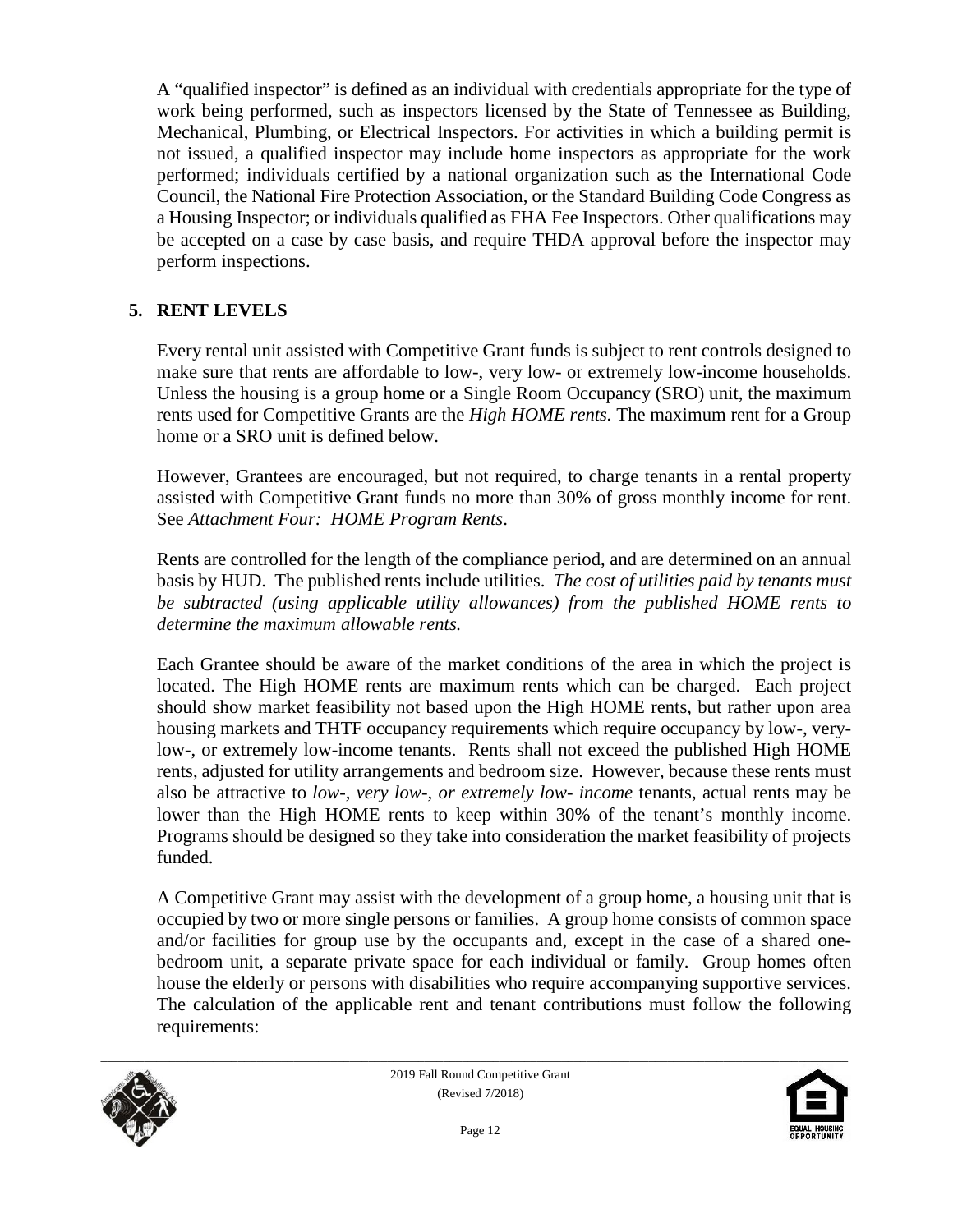A "qualified inspector" is defined as an individual with credentials appropriate for the type of work being performed, such as inspectors licensed by the State of Tennessee as Building, Mechanical, Plumbing, or Electrical Inspectors. For activities in which a building permit is not issued, a qualified inspector may include home inspectors as appropriate for the work performed; individuals certified by a national organization such as the International Code Council, the National Fire Protection Association, or the Standard Building Code Congress as a Housing Inspector; or individuals qualified as FHA Fee Inspectors. Other qualifications may be accepted on a case by case basis, and require THDA approval before the inspector may perform inspections.

## 5. RENT LEVELS

Every rental unit assisted with Competitive Grant funds is subject to rent controls designed to make sure that rents are affordable to low-, very low- or extremely low-income households. Unless the housing is a group home or a Single Room Occupancy (SRO) unit, the maximum rents used for Competitive Grants are the *High HOME rents.* The maximum rent for a Group home or a SRO unit is defined below.

However, Grantees are encouraged, but not required, to charge tenants in a rental property assisted with Competitive Grant funds no more than 30% of gross monthly income for rent. See *Attachment Four: HOME Program Rents*.

Rents are controlled for the length of the compliance period, and are determined on an annual basis by HUD. The published rents include utilities. *The cost of utilities paid by tenants must be subtracted (using applicable utility allowances) from the published HOME rents to determine the maximum allowable rents.*

Each Grantee should be aware of the market conditions of the area in which the project is located. The High HOME rents are maximum rents which can be charged. Each project should show market feasibility not based upon the High HOME rents, but rather upon area housing markets and THTF occupancy requirements which require occupancy by low-, very-low-, or extremely low-income tenants. Rents shall not exceed the published High HOME rents, adjusted for utility arrangements and bedroom size. However, because these rents must also be attractive to *low-, very low-, or extremely low- income* tenants, actual rents may be lower than the High HOME rents to keep within 30% of the tenant's monthly income. Programs should be designed so they take into consideration the market feasibility of projects funded.

A Competitive Grant may assist with the development of a group home, a housing unit that is occupied by two or more single persons or families. A group home consists of common space and/or facilities for group use by the occupants and, except in the case of a shared one-bedroom unit, a separate private space for each individual or family. Group homes often house the elderly or persons with disabilities who require accompanying supportive services. The calculation of the applicable rent and tenant contributions must follow the following requirements: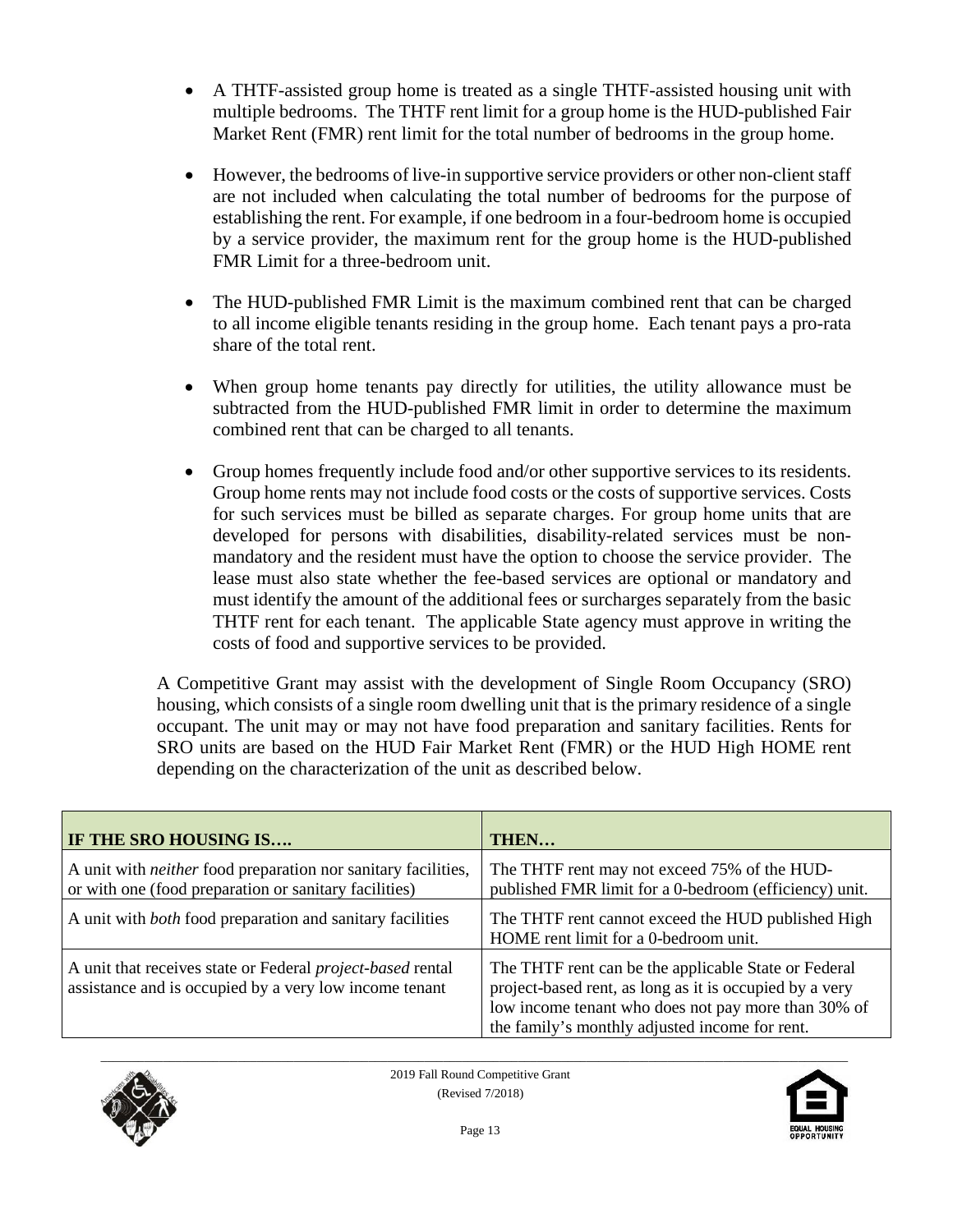- A THTF-assisted group home is treated as a single THTF-assisted housing unit with multiple bedrooms. The THTF rent limit for a group home is the HUD-published Fair Market Rent (FMR) rent limit for the total number of bedrooms in the group home.

- However, the bedrooms of live-in supportive service providers or other non-client staff are not included when calculating the total number of bedrooms for the purpose of establishing the rent. For example, if one bedroom in a four-bedroom home is occupied by a service provider, the maximum rent for the group home is the HUD-published FMR Limit for a three-bedroom unit.

- The HUD-published FMR Limit is the maximum combined rent that can be charged to all income eligible tenants residing in the group home. Each tenant pays a pro-rata share of the total rent.

- When group home tenants pay directly for utilities, the utility allowance must be subtracted from the HUD-published FMR limit in order to determine the maximum combined rent that can be charged to all tenants.

- Group homes frequently include food and/or other supportive services to its residents. Group home rents may not include food costs or the costs of supportive services. Costs for such services must be billed as separate charges. For group home units that are developed for persons with disabilities, disability-related services must be non-mandatory and the resident must have the option to choose the service provider. The lease must also state whether the fee-based services are optional or mandatory and must identify the amount of the additional fees or surcharges separately from the basic THTF rent for each tenant. The applicable State agency must approve in writing the costs of food and supportive services to be provided.

A Competitive Grant may assist with the development of Single Room Occupancy (SRO) housing, which consists of a single room dwelling unit that is the primary residence of a single occupant. The unit may or may not have food preparation and sanitary facilities. Rents for SRO units are based on the HUD Fair Market Rent (FMR) or the HUD High HOME rent depending on the characterization of the unit as described below.

| IF THE SRO HOUSING IS…. | THEN… |
|---|---|
| A unit with *neither* food preparation nor sanitary facilities, or with one (food preparation or sanitary facilities) | The THTF rent may not exceed 75% of the HUD-published FMR limit for a 0-bedroom (efficiency) unit. |
| A unit with *both* food preparation and sanitary facilities | The THTF rent cannot exceed the HUD published High HOME rent limit for a 0-bedroom unit. |
| A unit that receives state or Federal *project-based* rental assistance and is occupied by a very low income tenant | The THTF rent can be the applicable State or Federal project-based rent, as long as it is occupied by a very low income tenant who does not pay more than 30% of the family's monthly adjusted income for rent. |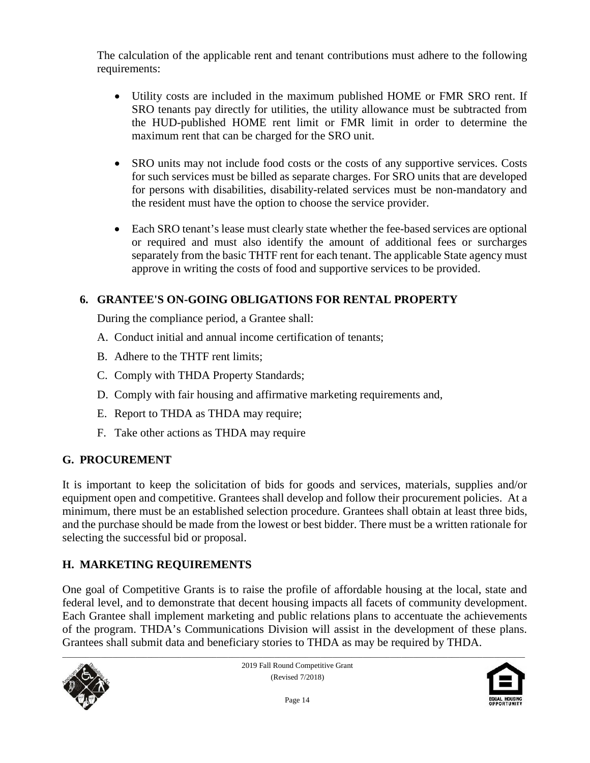The calculation of the applicable rent and tenant contributions must adhere to the following requirements:

- Utility costs are included in the maximum published HOME or FMR SRO rent. If SRO tenants pay directly for utilities, the utility allowance must be subtracted from the HUD-published HOME rent limit or FMR limit in order to determine the maximum rent that can be charged for the SRO unit.

- SRO units may not include food costs or the costs of any supportive services. Costs for such services must be billed as separate charges. For SRO units that are developed for persons with disabilities, disability-related services must be non-mandatory and the resident must have the option to choose the service provider.

- Each SRO tenant's lease must clearly state whether the fee-based services are optional or required and must also identify the amount of additional fees or surcharges separately from the basic THTF rent for each tenant. The applicable State agency must approve in writing the costs of food and supportive services to be provided.

### 6. GRANTEE'S ON-GOING OBLIGATIONS FOR RENTAL PROPERTY

During the compliance period, a Grantee shall:

A. Conduct initial and annual income certification of tenants;

B. Adhere to the THTF rent limits;

C. Comply with THDA Property Standards;

D. Comply with fair housing and affirmative marketing requirements and,

E. Report to THDA as THDA may require;

F. Take other actions as THDA may require

## G. PROCUREMENT

It is important to keep the solicitation of bids for goods and services, materials, supplies and/or equipment open and competitive. Grantees shall develop and follow their procurement policies. At a minimum, there must be an established selection procedure. Grantees shall obtain at least three bids, and the purchase should be made from the lowest or best bidder. There must be a written rationale for selecting the successful bid or proposal.

## H. MARKETING REQUIREMENTS

One goal of Competitive Grants is to raise the profile of affordable housing at the local, state and federal level, and to demonstrate that decent housing impacts all facets of community development. Each Grantee shall implement marketing and public relations plans to accentuate the achievements of the program. THDA's Communications Division will assist in the development of these plans. Grantees shall submit data and beneficiary stories to THDA as may be required by THDA.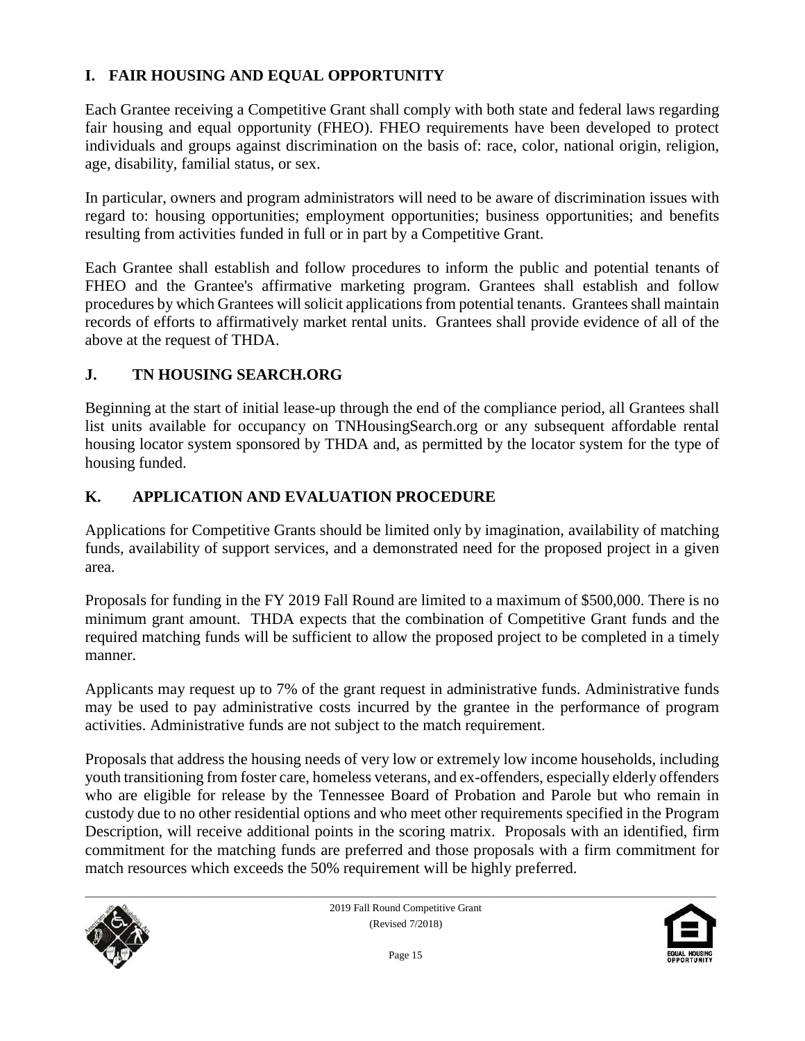## I. FAIR HOUSING AND EQUAL OPPORTUNITY

Each Grantee receiving a Competitive Grant shall comply with both state and federal laws regarding fair housing and equal opportunity (FHEO). FHEO requirements have been developed to protect individuals and groups against discrimination on the basis of: race, color, national origin, religion, age, disability, familial status, or sex.

In particular, owners and program administrators will need to be aware of discrimination issues with regard to: housing opportunities; employment opportunities; business opportunities; and benefits resulting from activities funded in full or in part by a Competitive Grant.

Each Grantee shall establish and follow procedures to inform the public and potential tenants of FHEO and the Grantee's affirmative marketing program. Grantees shall establish and follow procedures by which Grantees will solicit applications from potential tenants. Grantees shall maintain records of efforts to affirmatively market rental units. Grantees shall provide evidence of all of the above at the request of THDA.

## J. TN HOUSING SEARCH.ORG

Beginning at the start of initial lease-up through the end of the compliance period, all Grantees shall list units available for occupancy on TNHousingSearch.org or any subsequent affordable rental housing locator system sponsored by THDA and, as permitted by the locator system for the type of housing funded.

## K. APPLICATION AND EVALUATION PROCEDURE

Applications for Competitive Grants should be limited only by imagination, availability of matching funds, availability of support services, and a demonstrated need for the proposed project in a given area.

Proposals for funding in the FY 2019 Fall Round are limited to a maximum of $500,000. There is no minimum grant amount. THDA expects that the combination of Competitive Grant funds and the required matching funds will be sufficient to allow the proposed project to be completed in a timely manner.

Applicants may request up to 7% of the grant request in administrative funds. Administrative funds may be used to pay administrative costs incurred by the grantee in the performance of program activities. Administrative funds are not subject to the match requirement.

Proposals that address the housing needs of very low or extremely low income households, including youth transitioning from foster care, homeless veterans, and ex-offenders, especially elderly offenders who are eligible for release by the Tennessee Board of Probation and Parole but who remain in custody due to no other residential options and who meet other requirements specified in the Program Description, will receive additional points in the scoring matrix. Proposals with an identified, firm commitment for the matching funds are preferred and those proposals with a firm commitment for match resources which exceeds the 50% requirement will be highly preferred.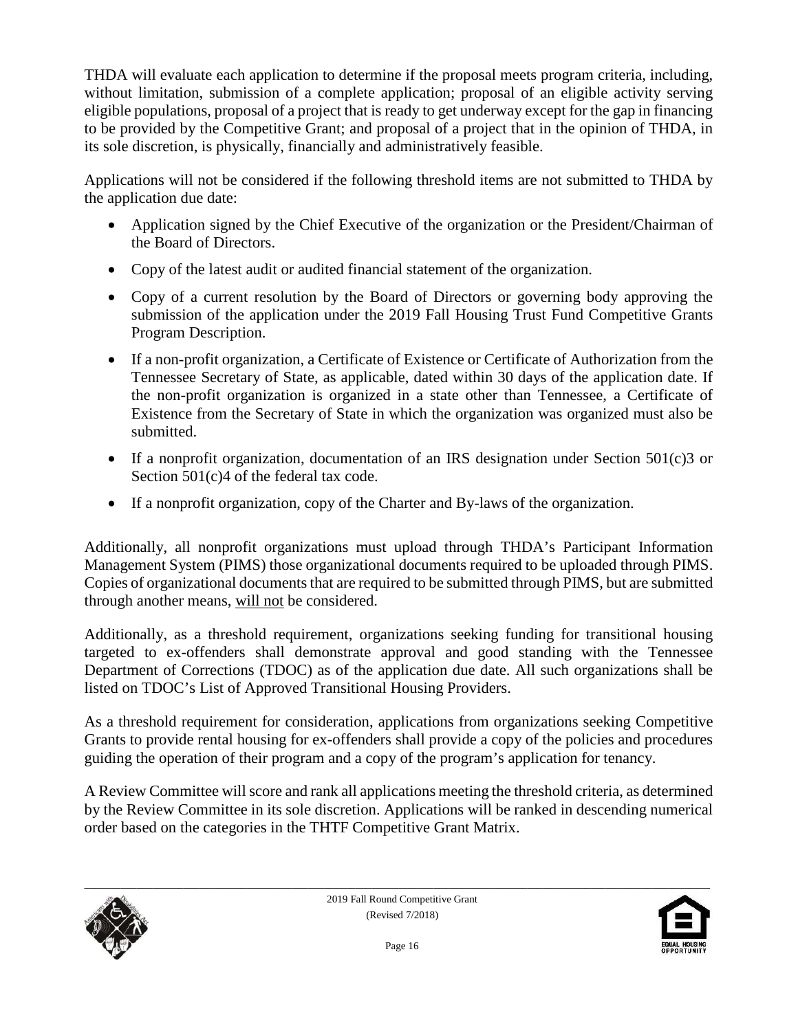THDA will evaluate each application to determine if the proposal meets program criteria, including, without limitation, submission of a complete application; proposal of an eligible activity serving eligible populations, proposal of a project that is ready to get underway except for the gap in financing to be provided by the Competitive Grant; and proposal of a project that in the opinion of THDA, in its sole discretion, is physically, financially and administratively feasible.

Applications will not be considered if the following threshold items are not submitted to THDA by the application due date:

- Application signed by the Chief Executive of the organization or the President/Chairman of the Board of Directors.
- Copy of the latest audit or audited financial statement of the organization.
- Copy of a current resolution by the Board of Directors or governing body approving the submission of the application under the 2019 Fall Housing Trust Fund Competitive Grants Program Description.
- If a non-profit organization, a Certificate of Existence or Certificate of Authorization from the Tennessee Secretary of State, as applicable, dated within 30 days of the application date. If the non-profit organization is organized in a state other than Tennessee, a Certificate of Existence from the Secretary of State in which the organization was organized must also be submitted.
- If a nonprofit organization, documentation of an IRS designation under Section 501(c)3 or Section 501(c)4 of the federal tax code.
- If a nonprofit organization, copy of the Charter and By-laws of the organization.

Additionally, all nonprofit organizations must upload through THDA's Participant Information Management System (PIMS) those organizational documents required to be uploaded through PIMS. Copies of organizational documents that are required to be submitted through PIMS, but are submitted through another means, <u>will not</u> be considered.

Additionally, as a threshold requirement, organizations seeking funding for transitional housing targeted to ex-offenders shall demonstrate approval and good standing with the Tennessee Department of Corrections (TDOC) as of the application due date. All such organizations shall be listed on TDOC's List of Approved Transitional Housing Providers.

As a threshold requirement for consideration, applications from organizations seeking Competitive Grants to provide rental housing for ex-offenders shall provide a copy of the policies and procedures guiding the operation of their program and a copy of the program's application for tenancy.

A Review Committee will score and rank all applications meeting the threshold criteria, as determined by the Review Committee in its sole discretion. Applications will be ranked in descending numerical order based on the categories in the THTF Competitive Grant Matrix.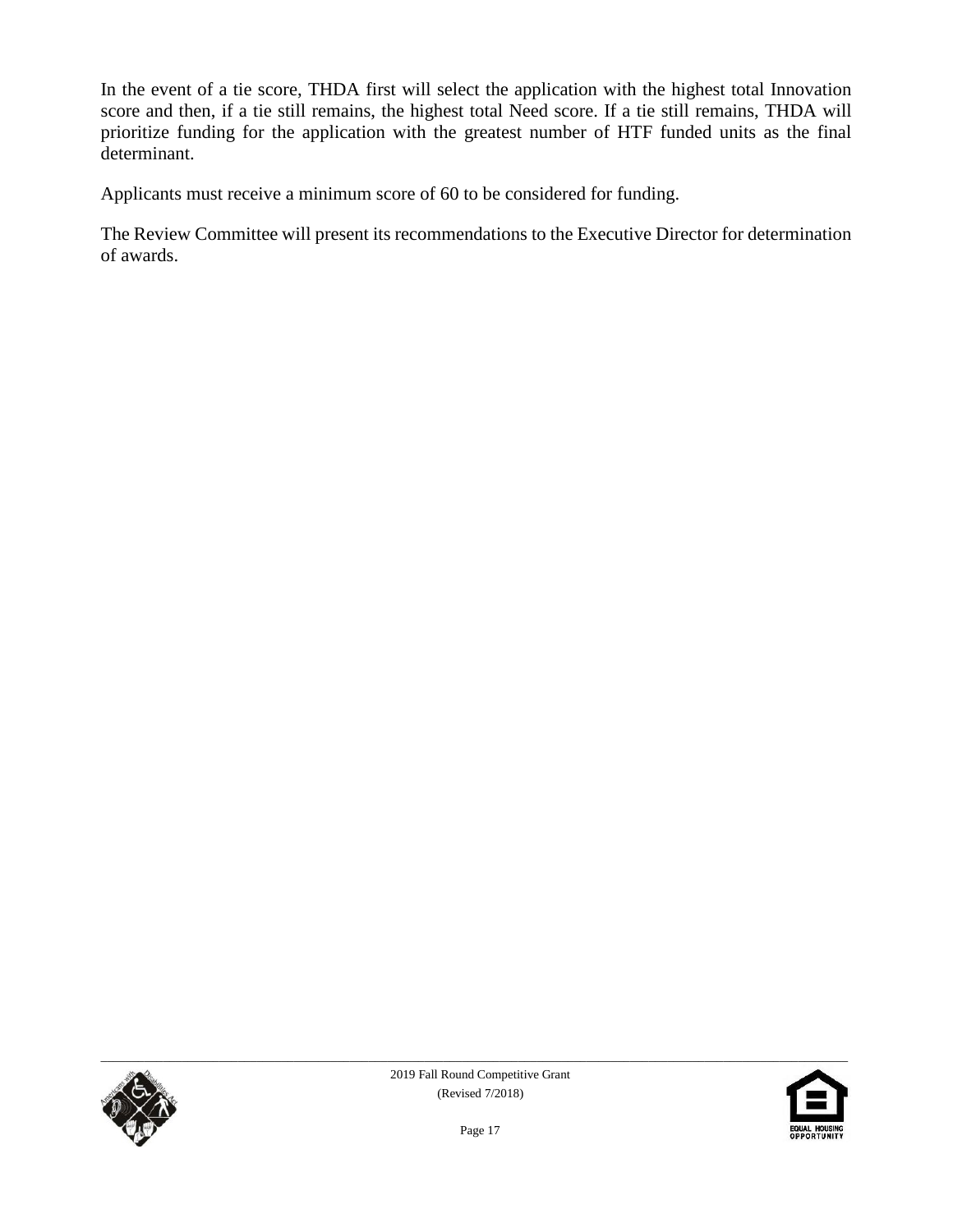In the event of a tie score, THDA first will select the application with the highest total Innovation score and then, if a tie still remains, the highest total Need score. If a tie still remains, THDA will prioritize funding for the application with the greatest number of HTF funded units as the final determinant.

Applicants must receive a minimum score of 60 to be considered for funding.

The Review Committee will present its recommendations to the Executive Director for determination of awards.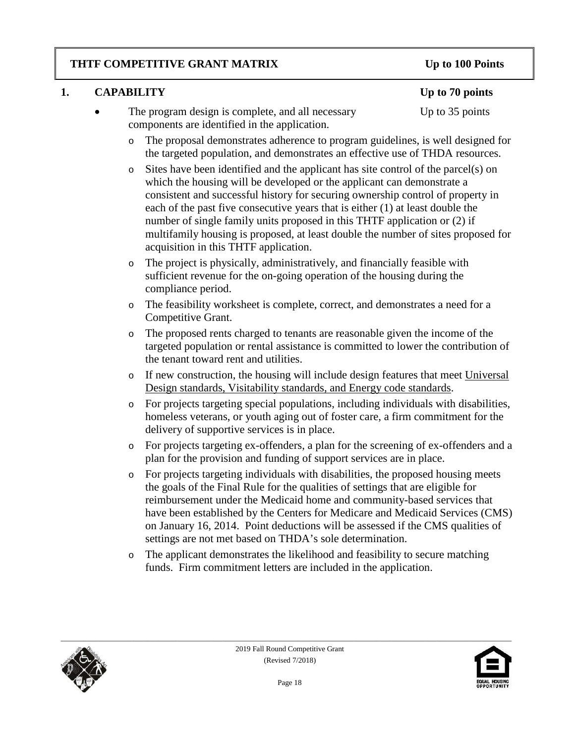**THTF COMPETITIVE GRANT MATRIX** **Up to 100 Points**

**1. CAPABILITY** **Up to 70 points**

- The program design is complete, and all necessary components are identified in the application. Up to 35 points
  - The proposal demonstrates adherence to program guidelines, is well designed for the targeted population, and demonstrates an effective use of THDA resources.
  - Sites have been identified and the applicant has site control of the parcel(s) on which the housing will be developed or the applicant can demonstrate a consistent and successful history for securing ownership control of property in each of the past five consecutive years that is either (1) at least double the number of single family units proposed in this THTF application or (2) if multifamily housing is proposed, at least double the number of sites proposed for acquisition in this THTF application.
  - The project is physically, administratively, and financially feasible with sufficient revenue for the on-going operation of the housing during the compliance period.
  - The feasibility worksheet is complete, correct, and demonstrates a need for a Competitive Grant.
  - The proposed rents charged to tenants are reasonable given the income of the targeted population or rental assistance is committed to lower the contribution of the tenant toward rent and utilities.
  - If new construction, the housing will include design features that meet Universal Design standards, Visitability standards, and Energy code standards.
  - For projects targeting special populations, including individuals with disabilities, homeless veterans, or youth aging out of foster care, a firm commitment for the delivery of supportive services is in place.
  - For projects targeting ex-offenders, a plan for the screening of ex-offenders and a plan for the provision and funding of support services are in place.
  - For projects targeting individuals with disabilities, the proposed housing meets the goals of the Final Rule for the qualities of settings that are eligible for reimbursement under the Medicaid home and community-based services that have been established by the Centers for Medicare and Medicaid Services (CMS) on January 16, 2014. Point deductions will be assessed if the CMS qualities of settings are not met based on THDA's sole determination.
  - The applicant demonstrates the likelihood and feasibility to secure matching funds. Firm commitment letters are included in the application.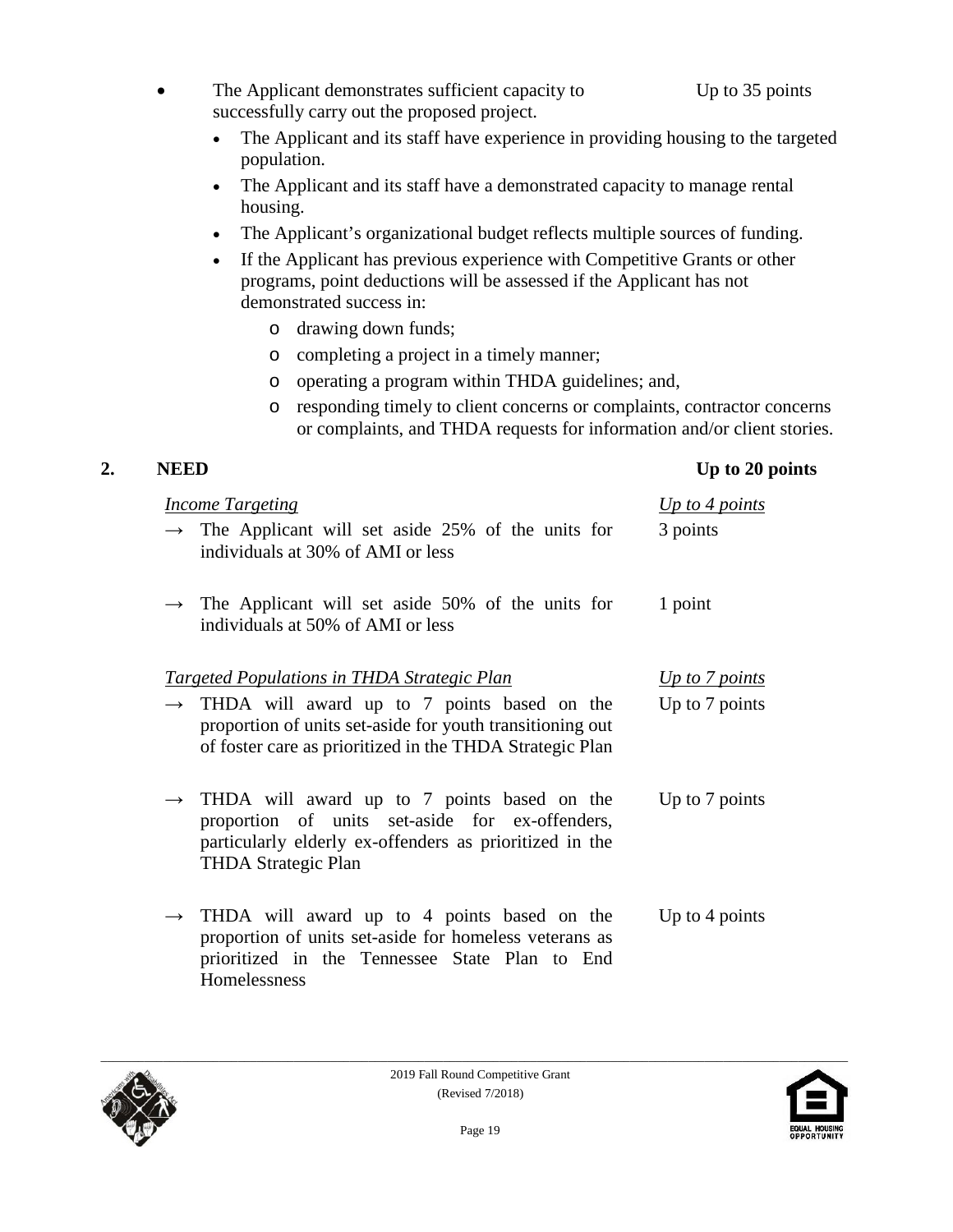- The Applicant demonstrates sufficient capacity to successfully carry out the proposed project. — Up to 35 points
  - The Applicant and its staff have experience in providing housing to the targeted population.
  - The Applicant and its staff have a demonstrated capacity to manage rental housing.
  - The Applicant's organizational budget reflects multiple sources of funding.
  - If the Applicant has previous experience with Competitive Grants or other programs, point deductions will be assessed if the Applicant has not demonstrated success in:
    - drawing down funds;
    - completing a project in a timely manner;
    - operating a program within THDA guidelines; and,
    - responding timely to client concerns or complaints, contractor concerns or complaints, and THDA requests for information and/or client stories.

## 2. NEED — Up to 20 points

| | |
|---|---|
| *Income Targeting* | *Up to 4 points* |
| → The Applicant will set aside 25% of the units for individuals at 30% of AMI or less | 3 points |
| → The Applicant will set aside 50% of the units for individuals at 50% of AMI or less | 1 point |
| *Targeted Populations in THDA Strategic Plan* | *Up to 7 points* |
| → THDA will award up to 7 points based on the proportion of units set-aside for youth transitioning out of foster care as prioritized in the THDA Strategic Plan | Up to 7 points |
| → THDA will award up to 7 points based on the proportion of units set-aside for ex-offenders, particularly elderly ex-offenders as prioritized in the THDA Strategic Plan | Up to 7 points |
| → THDA will award up to 4 points based on the proportion of units set-aside for homeless veterans as prioritized in the Tennessee State Plan to End Homelessness | Up to 4 points |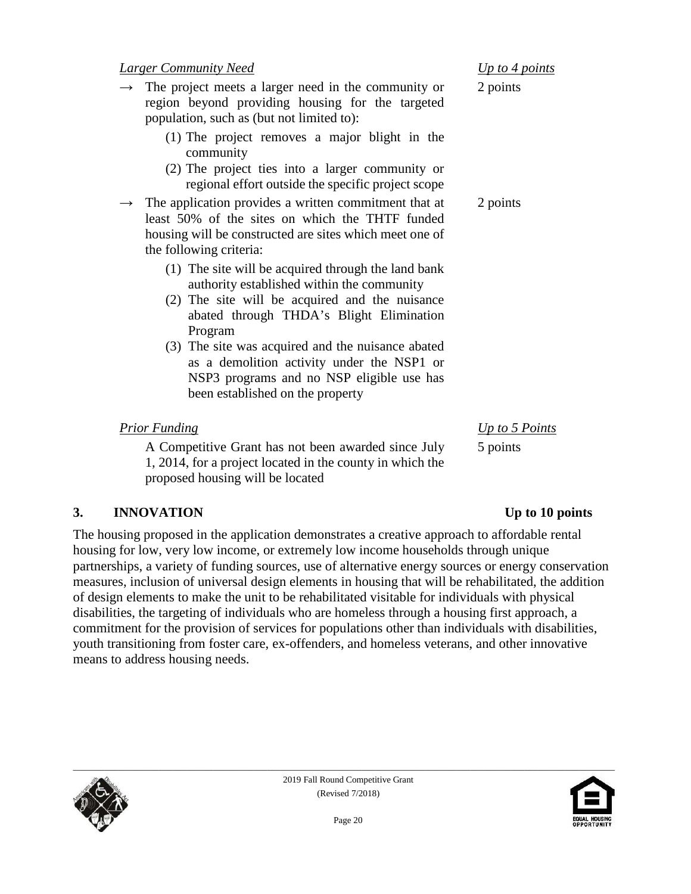*Larger Community Need* *Up to 4 points*

→ The project meets a larger need in the community or region beyond providing housing for the targeted population, such as (but not limited to): 2 points

(1) The project removes a major blight in the community
(2) The project ties into a larger community or regional effort outside the specific project scope

→ The application provides a written commitment that at least 50% of the sites on which the THTF funded housing will be constructed are sites which meet one of the following criteria: 2 points

(1) The site will be acquired through the land bank authority established within the community
(2) The site will be acquired and the nuisance abated through THDA's Blight Elimination Program
(3) The site was acquired and the nuisance abated as a demolition activity under the NSP1 or NSP3 programs and no NSP eligible use has been established on the property

*Prior Funding* *Up to 5 Points*

A Competitive Grant has not been awarded since July 1, 2014, for a project located in the county in which the proposed housing will be located 5 points

## 3. INNOVATION Up to 10 points

The housing proposed in the application demonstrates a creative approach to affordable rental housing for low, very low income, or extremely low income households through unique partnerships, a variety of funding sources, use of alternative energy sources or energy conservation measures, inclusion of universal design elements in housing that will be rehabilitated, the addition of design elements to make the unit to be rehabilitated visitable for individuals with physical disabilities, the targeting of individuals who are homeless through a housing first approach, a commitment for the provision of services for populations other than individuals with disabilities, youth transitioning from foster care, ex-offenders, and homeless veterans, and other innovative means to address housing needs.